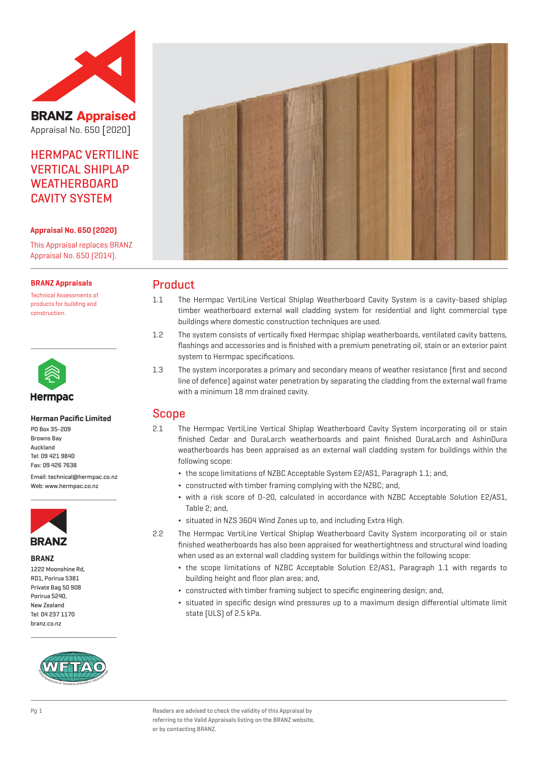BRANZ Appraised
Appraisal No. 650 [2020]

# HERMPAC VERTILINE VERTICAL SHIPLAP WEATHERBOARD CAVITY SYSTEM

**Appraisal No. 650 (2020)**

This Appraisal replaces BRANZ Appraisal No. 650 (2014).

**BRANZ Appraisals**

Technical Assessments of products for building and construction.

Hermpac

**Herman Pacific Limited**

PO Box 35-209
Browns Bay
Auckland
Tel: 09 421 9840
Fax: 09 426 7638

Email: technical@hermpac.co.nz
Web: www.hermpac.co.nz

**BRANZ**

1222 Moonshine Rd,
RD1, Porirua 5381
Private Bag 50 908
Porirua 5240,
New Zealand
Tel: 04 237 1170
branz.co.nz

## Product

1.1 The Hermpac VertiLine Vertical Shiplap Weatherboard Cavity System is a cavity-based shiplap timber weatherboard external wall cladding system for residential and light commercial type buildings where domestic construction techniques are used.

1.2 The system consists of vertically fixed Hermpac shiplap weatherboards, ventilated cavity battens, flashings and accessories and is finished with a premium penetrating oil, stain or an exterior paint system to Hermpac specifications.

1.3 The system incorporates a primary and secondary means of weather resistance (first and second line of defence) against water penetration by separating the cladding from the external wall frame with a minimum 18 mm drained cavity.

## Scope

2.1 The Hermpac VertiLine Vertical Shiplap Weatherboard Cavity System incorporating oil or stain finished Cedar and DuraLarch weatherboards and paint finished DuraLarch and AshinDura weatherboards has been appraised as an external wall cladding system for buildings within the following scope:

- the scope limitations of NZBC Acceptable System E2/AS1, Paragraph 1.1; and,
- constructed with timber framing complying with the NZBC; and,
- with a risk score of 0-20, calculated in accordance with NZBC Acceptable Solution E2/AS1, Table 2; and,
- situated in NZS 3604 Wind Zones up to, and including Extra High.

2.2 The Hermpac VertiLine Vertical Shiplap Weatherboard Cavity System incorporating oil or stain finished weatherboards has also been appraised for weathertightness and structural wind loading when used as an external wall cladding system for buildings within the following scope:

- the scope limitations of NZBC Acceptable Solution E2/AS1, Paragraph 1.1 with regards to building height and floor plan area; and,
- constructed with timber framing subject to specific engineering design; and,
- situated in specific design wind pressures up to a maximum design differential ultimate limit state (ULS) of 2.5 kPa.

Readers are advised to check the validity of this Appraisal by referring to the Valid Appraisals listing on the BRANZ website, or by contacting BRANZ.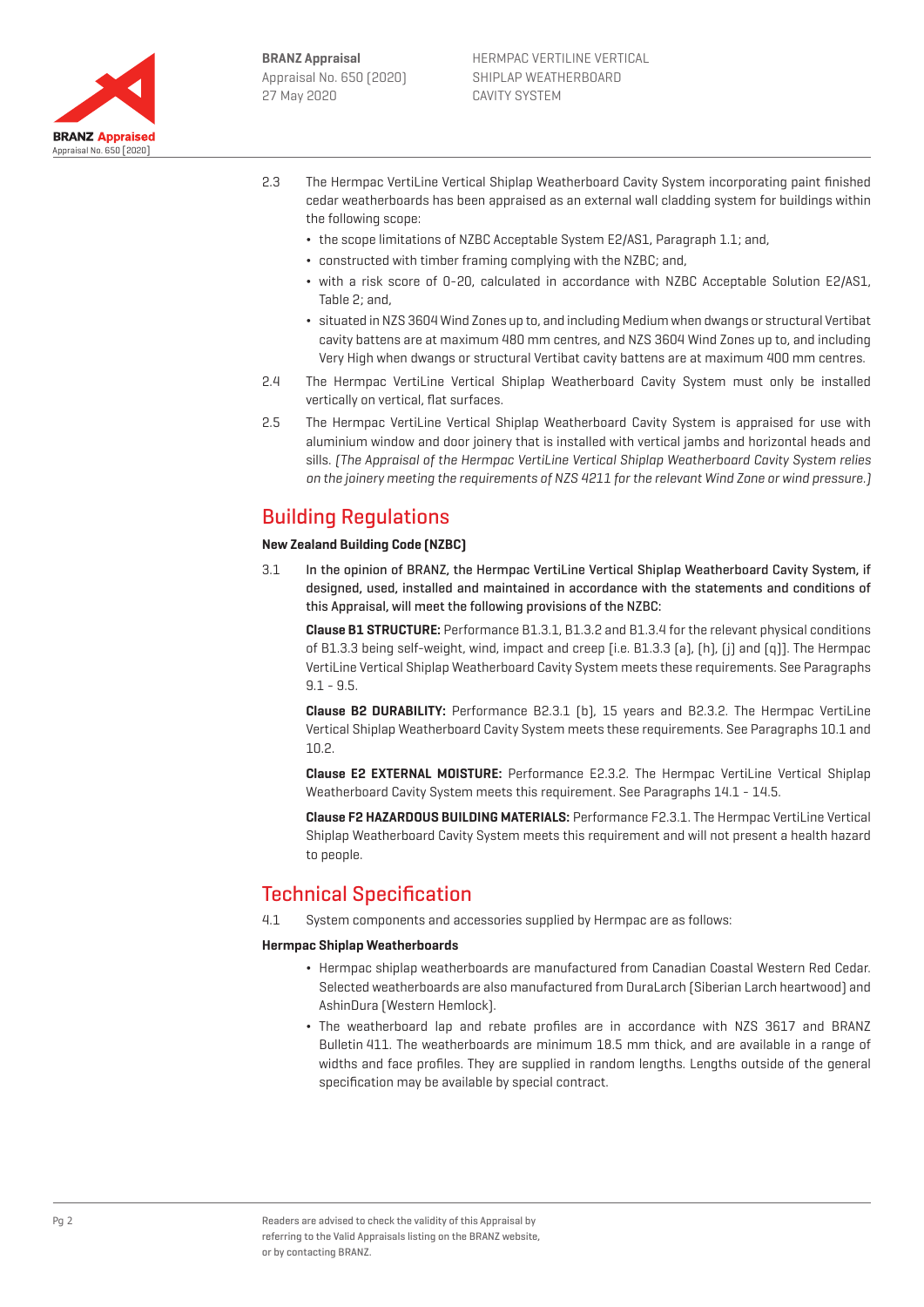2.3 The Hermpac VertiLine Vertical Shiplap Weatherboard Cavity System incorporating paint finished cedar weatherboards has been appraised as an external wall cladding system for buildings within the following scope:

- the scope limitations of NZBC Acceptable System E2/AS1, Paragraph 1.1; and,
- constructed with timber framing complying with the NZBC; and,
- with a risk score of 0-20, calculated in accordance with NZBC Acceptable Solution E2/AS1, Table 2; and,
- situated in NZS 3604 Wind Zones up to, and including Medium when dwangs or structural Vertibat cavity battens are at maximum 480 mm centres, and NZS 3604 Wind Zones up to, and including Very High when dwangs or structural Vertibat cavity battens are at maximum 400 mm centres.

2.4 The Hermpac VertiLine Vertical Shiplap Weatherboard Cavity System must only be installed vertically on vertical, flat surfaces.

2.5 The Hermpac VertiLine Vertical Shiplap Weatherboard Cavity System is appraised for use with aluminium window and door joinery that is installed with vertical jambs and horizontal heads and sills. *(The Appraisal of the Hermpac VertiLine Vertical Shiplap Weatherboard Cavity System relies on the joinery meeting the requirements of NZS 4211 for the relevant Wind Zone or wind pressure.)*

## Building Regulations

### New Zealand Building Code (NZBC)

3.1 **In the opinion of BRANZ, the Hermpac VertiLine Vertical Shiplap Weatherboard Cavity System, if designed, used, installed and maintained in accordance with the statements and conditions of this Appraisal, will meet the following provisions of the NZBC:**

**Clause B1 STRUCTURE:** Performance B1.3.1, B1.3.2 and B1.3.4 for the relevant physical conditions of B1.3.3 being self-weight, wind, impact and creep [i.e. B1.3.3 (a), (h), (j) and (q)]. The Hermpac VertiLine Vertical Shiplap Weatherboard Cavity System meets these requirements. See Paragraphs 9.1 - 9.5.

**Clause B2 DURABILITY:** Performance B2.3.1 (b), 15 years and B2.3.2. The Hermpac VertiLine Vertical Shiplap Weatherboard Cavity System meets these requirements. See Paragraphs 10.1 and 10.2.

**Clause E2 EXTERNAL MOISTURE:** Performance E2.3.2. The Hermpac VertiLine Vertical Shiplap Weatherboard Cavity System meets this requirement. See Paragraphs 14.1 - 14.5.

**Clause F2 HAZARDOUS BUILDING MATERIALS:** Performance F2.3.1. The Hermpac VertiLine Vertical Shiplap Weatherboard Cavity System meets this requirement and will not present a health hazard to people.

## Technical Specification

4.1 System components and accessories supplied by Hermpac are as follows:

### Hermpac Shiplap Weatherboards

- Hermpac shiplap weatherboards are manufactured from Canadian Coastal Western Red Cedar. Selected weatherboards are also manufactured from DuraLarch (Siberian Larch heartwood) and AshinDura (Western Hemlock).
- The weatherboard lap and rebate profiles are in accordance with NZS 3617 and BRANZ Bulletin 411. The weatherboards are minimum 18.5 mm thick, and are available in a range of widths and face profiles. They are supplied in random lengths. Lengths outside of the general specification may be available by special contract.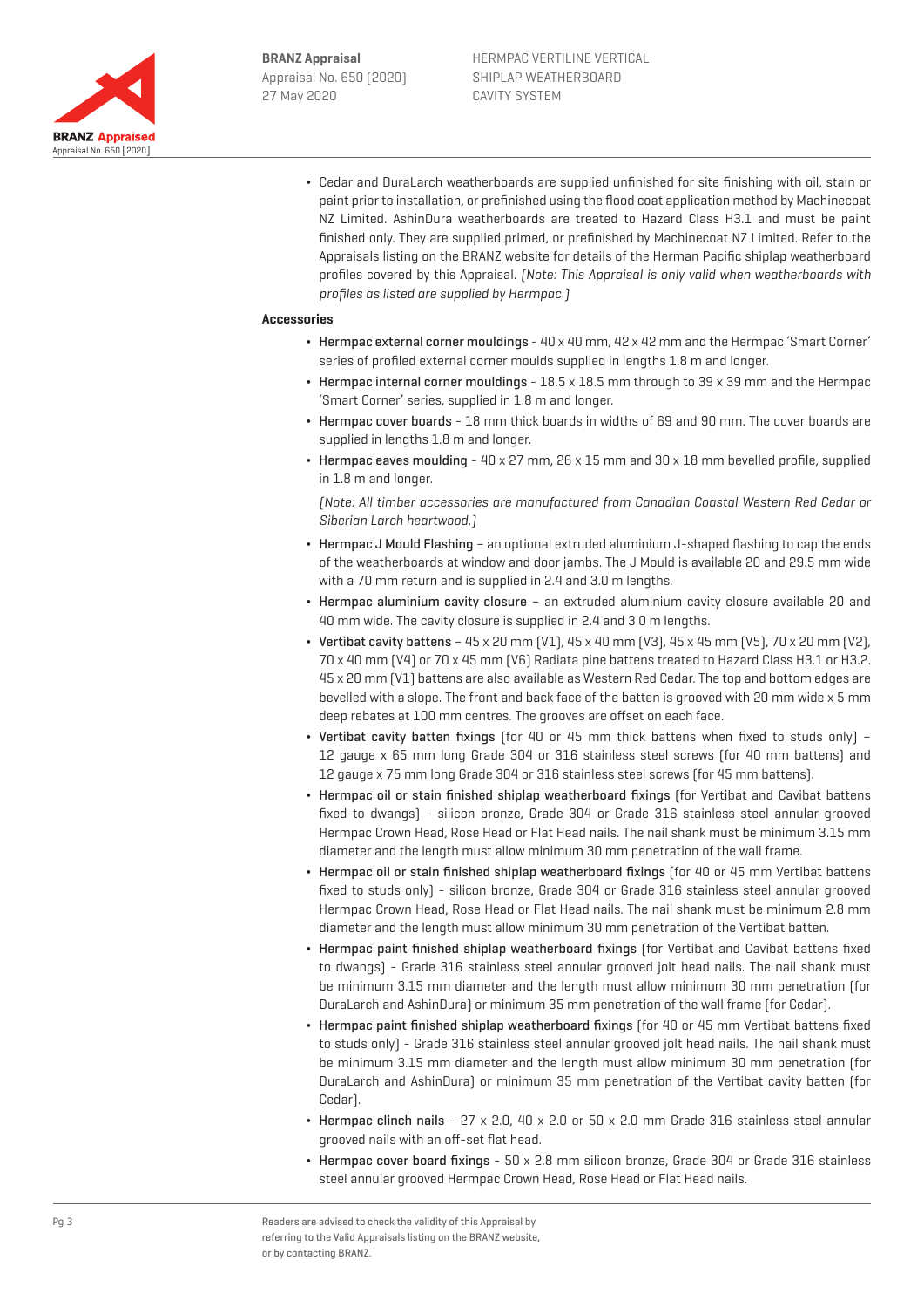- Cedar and DuraLarch weatherboards are supplied unfinished for site finishing with oil, stain or paint prior to installation, or prefinished using the flood coat application method by Machinecoat NZ Limited. AshinDura weatherboards are treated to Hazard Class H3.1 and must be paint finished only. They are supplied primed, or prefinished by Machinecoat NZ Limited. Refer to the Appraisals listing on the BRANZ website for details of the Herman Pacific shiplap weatherboard profiles covered by this Appraisal. *(Note: This Appraisal is only valid when weatherboards with profiles as listed are supplied by Hermpac.)*

**Accessories**

- Hermpac external corner mouldings - 40 x 40 mm, 42 x 42 mm and the Hermpac 'Smart Corner' series of profiled external corner moulds supplied in lengths 1.8 m and longer.
- Hermpac internal corner mouldings - 18.5 x 18.5 mm through to 39 x 39 mm and the Hermpac 'Smart Corner' series, supplied in 1.8 m and longer.
- Hermpac cover boards - 18 mm thick boards in widths of 69 and 90 mm. The cover boards are supplied in lengths 1.8 m and longer.
- Hermpac eaves moulding - 40 x 27 mm, 26 x 15 mm and 30 x 18 mm bevelled profile, supplied in 1.8 m and longer.

  *(Note: All timber accessories are manufactured from Canadian Coastal Western Red Cedar or Siberian Larch heartwood.)*

- Hermpac J Mould Flashing – an optional extruded aluminium J-shaped flashing to cap the ends of the weatherboards at window and door jambs. The J Mould is available 20 and 29.5 mm wide with a 70 mm return and is supplied in 2.4 and 3.0 m lengths.
- Hermpac aluminium cavity closure – an extruded aluminium cavity closure available 20 and 40 mm wide. The cavity closure is supplied in 2.4 and 3.0 m lengths.
- Vertibat cavity battens – 45 x 20 mm (V1), 45 x 40 mm (V3), 45 x 45 mm (V5), 70 x 20 mm (V2), 70 x 40 mm (V4) or 70 x 45 mm (V6) Radiata pine battens treated to Hazard Class H3.1 or H3.2. 45 x 20 mm (V1) battens are also available as Western Red Cedar. The top and bottom edges are bevelled with a slope. The front and back face of the batten is grooved with 20 mm wide x 5 mm deep rebates at 100 mm centres. The grooves are offset on each face.
- Vertibat cavity batten fixings (for 40 or 45 mm thick battens when fixed to studs only) – 12 gauge x 65 mm long Grade 304 or 316 stainless steel screws (for 40 mm battens) and 12 gauge x 75 mm long Grade 304 or 316 stainless steel screws (for 45 mm battens).
- Hermpac oil or stain finished shiplap weatherboard fixings (for Vertibat and Cavibat battens fixed to dwangs) - silicon bronze, Grade 304 or Grade 316 stainless steel annular grooved Hermpac Crown Head, Rose Head or Flat Head nails. The nail shank must be minimum 3.15 mm diameter and the length must allow minimum 30 mm penetration of the wall frame.
- Hermpac oil or stain finished shiplap weatherboard fixings (for 40 or 45 mm Vertibat battens fixed to studs only) - silicon bronze, Grade 304 or Grade 316 stainless steel annular grooved Hermpac Crown Head, Rose Head or Flat Head nails. The nail shank must be minimum 2.8 mm diameter and the length must allow minimum 30 mm penetration of the Vertibat batten.
- Hermpac paint finished shiplap weatherboard fixings (for Vertibat and Cavibat battens fixed to dwangs) - Grade 316 stainless steel annular grooved jolt head nails. The nail shank must be minimum 3.15 mm diameter and the length must allow minimum 30 mm penetration (for DuraLarch and AshinDura) or minimum 35 mm penetration of the wall frame (for Cedar).
- Hermpac paint finished shiplap weatherboard fixings (for 40 or 45 mm Vertibat battens fixed to studs only) - Grade 316 stainless steel annular grooved jolt head nails. The nail shank must be minimum 3.15 mm diameter and the length must allow minimum 30 mm penetration (for DuraLarch and AshinDura) or minimum 35 mm penetration of the Vertibat cavity batten (for Cedar).
- Hermpac clinch nails - 27 x 2.0, 40 x 2.0 or 50 x 2.0 mm Grade 316 stainless steel annular grooved nails with an off-set flat head.
- Hermpac cover board fixings - 50 x 2.8 mm silicon bronze, Grade 304 or Grade 316 stainless steel annular grooved Hermpac Crown Head, Rose Head or Flat Head nails.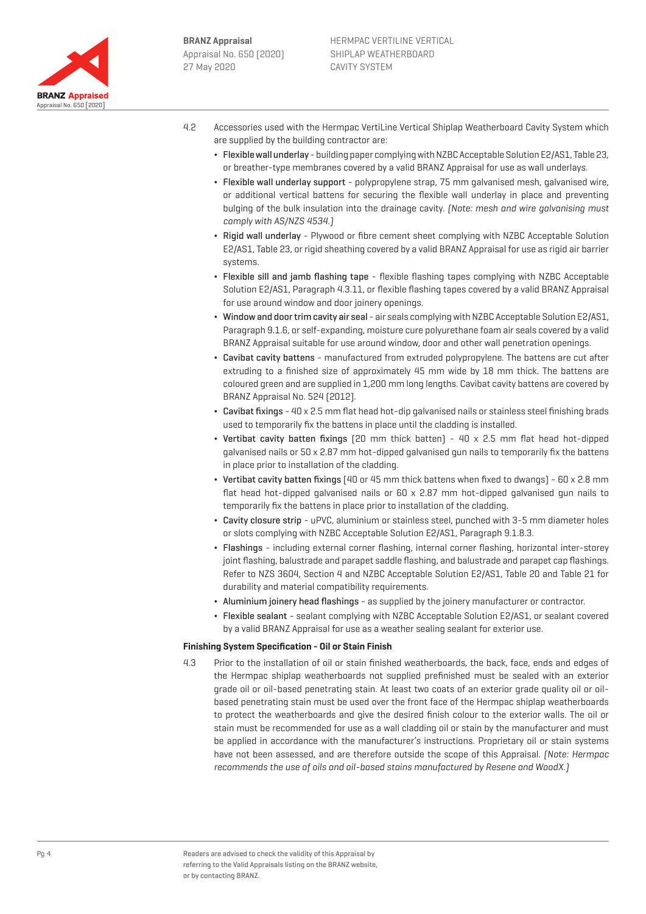4.2 Accessories used with the Hermpac VertiLine Vertical Shiplap Weatherboard Cavity System which are supplied by the building contractor are:

- Flexible wall underlay - building paper complying with NZBC Acceptable Solution E2/AS1, Table 23, or breather-type membranes covered by a valid BRANZ Appraisal for use as wall underlays.
- Flexible wall underlay support - polypropylene strap, 75 mm galvanised mesh, galvanised wire, or additional vertical battens for securing the flexible wall underlay in place and preventing bulging of the bulk insulation into the drainage cavity. *(Note: mesh and wire galvanising must comply with AS/NZS 4534.)*
- Rigid wall underlay - Plywood or fibre cement sheet complying with NZBC Acceptable Solution E2/AS1, Table 23, or rigid sheathing covered by a valid BRANZ Appraisal for use as rigid air barrier systems.
- Flexible sill and jamb flashing tape - flexible flashing tapes complying with NZBC Acceptable Solution E2/AS1, Paragraph 4.3.11, or flexible flashing tapes covered by a valid BRANZ Appraisal for use around window and door joinery openings.
- Window and door trim cavity air seal - air seals complying with NZBC Acceptable Solution E2/AS1, Paragraph 9.1.6, or self-expanding, moisture cure polyurethane foam air seals covered by a valid BRANZ Appraisal suitable for use around window, door and other wall penetration openings.
- Cavibat cavity battens - manufactured from extruded polypropylene. The battens are cut after extruding to a finished size of approximately 45 mm wide by 18 mm thick. The battens are coloured green and are supplied in 1,200 mm long lengths. Cavibat cavity battens are covered by BRANZ Appraisal No. 524 (2012).
- Cavibat fixings - 40 x 2.5 mm flat head hot-dip galvanised nails or stainless steel finishing brads used to temporarily fix the battens in place until the cladding is installed.
- Vertibat cavity batten fixings (20 mm thick batten) - 40 x 2.5 mm flat head hot-dipped galvanised nails or 50 x 2.87 mm hot-dipped galvanised gun nails to temporarily fix the battens in place prior to installation of the cladding.
- Vertibat cavity batten fixings (40 or 45 mm thick battens when fixed to dwangs) - 60 x 2.8 mm flat head hot-dipped galvanised nails or 60 x 2.87 mm hot-dipped galvanised gun nails to temporarily fix the battens in place prior to installation of the cladding.
- Cavity closure strip - uPVC, aluminium or stainless steel, punched with 3-5 mm diameter holes or slots complying with NZBC Acceptable Solution E2/AS1, Paragraph 9.1.8.3.
- Flashings - including external corner flashing, internal corner flashing, horizontal inter-storey joint flashing, balustrade and parapet saddle flashing, and balustrade and parapet cap flashings. Refer to NZS 3604, Section 4 and NZBC Acceptable Solution E2/AS1, Table 20 and Table 21 for durability and material compatibility requirements.
- Aluminium joinery head flashings - as supplied by the joinery manufacturer or contractor.
- Flexible sealant - sealant complying with NZBC Acceptable Solution E2/AS1, or sealant covered by a valid BRANZ Appraisal for use as a weather sealing sealant for exterior use.

**Finishing System Specification - Oil or Stain Finish**

4.3 Prior to the installation of oil or stain finished weatherboards, the back, face, ends and edges of the Hermpac shiplap weatherboards not supplied prefinished must be sealed with an exterior grade oil or oil-based penetrating stain. At least two coats of an exterior grade quality oil or oil-based penetrating stain must be used over the front face of the Hermpac shiplap weatherboards to protect the weatherboards and give the desired finish colour to the exterior walls. The oil or stain must be recommended for use as a wall cladding oil or stain by the manufacturer and must be applied in accordance with the manufacturer's instructions. Proprietary oil or stain systems have not been assessed, and are therefore outside the scope of this Appraisal. *(Note: Hermpac recommends the use of oils and oil-based stains manufactured by Resene and WoodX.)*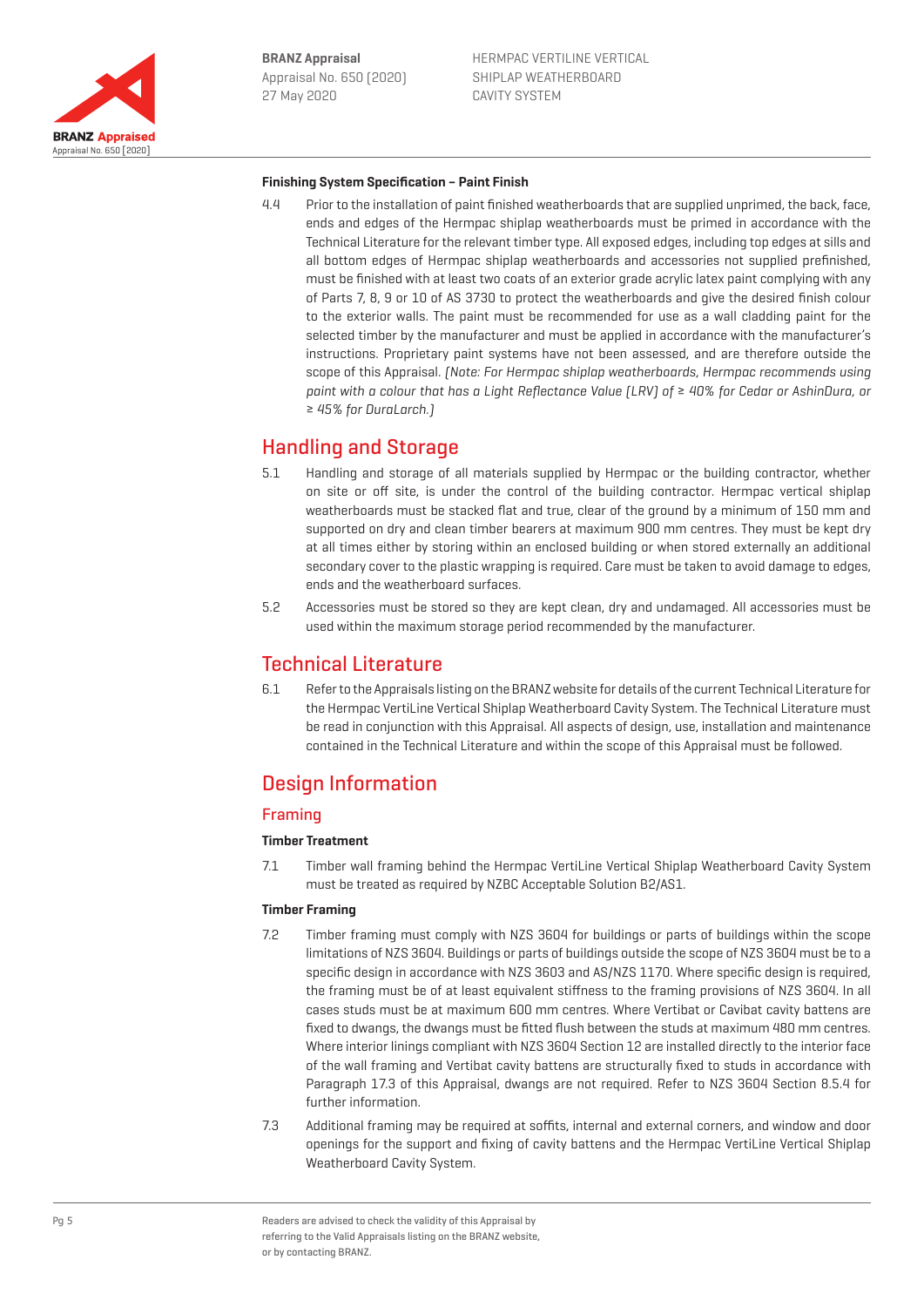**Finishing System Specification – Paint Finish**

4.4 Prior to the installation of paint finished weatherboards that are supplied unprimed, the back, face, ends and edges of the Hermpac shiplap weatherboards must be primed in accordance with the Technical Literature for the relevant timber type. All exposed edges, including top edges at sills and all bottom edges of Hermpac shiplap weatherboards and accessories not supplied prefinished, must be finished with at least two coats of an exterior grade acrylic latex paint complying with any of Parts 7, 8, 9 or 10 of AS 3730 to protect the weatherboards and give the desired finish colour to the exterior walls. The paint must be recommended for use as a wall cladding paint for the selected timber by the manufacturer and must be applied in accordance with the manufacturer's instructions. Proprietary paint systems have not been assessed, and are therefore outside the scope of this Appraisal. *(Note: For Hermpac shiplap weatherboards, Hermpac recommends using paint with a colour that has a Light Reflectance Value (LRV) of ≥ 40% for Cedar or AshinDura, or ≥ 45% for DuraLarch.)*

# Handling and Storage

5.1 Handling and storage of all materials supplied by Hermpac or the building contractor, whether on site or off site, is under the control of the building contractor. Hermpac vertical shiplap weatherboards must be stacked flat and true, clear of the ground by a minimum of 150 mm and supported on dry and clean timber bearers at maximum 900 mm centres. They must be kept dry at all times either by storing within an enclosed building or when stored externally an additional secondary cover to the plastic wrapping is required. Care must be taken to avoid damage to edges, ends and the weatherboard surfaces.

5.2 Accessories must be stored so they are kept clean, dry and undamaged. All accessories must be used within the maximum storage period recommended by the manufacturer.

# Technical Literature

6.1 Refer to the Appraisals listing on the BRANZ website for details of the current Technical Literature for the Hermpac VertiLine Vertical Shiplap Weatherboard Cavity System. The Technical Literature must be read in conjunction with this Appraisal. All aspects of design, use, installation and maintenance contained in the Technical Literature and within the scope of this Appraisal must be followed.

# Design Information

## Framing

**Timber Treatment**

7.1 Timber wall framing behind the Hermpac VertiLine Vertical Shiplap Weatherboard Cavity System must be treated as required by NZBC Acceptable Solution B2/AS1.

**Timber Framing**

7.2 Timber framing must comply with NZS 3604 for buildings or parts of buildings within the scope limitations of NZS 3604. Buildings or parts of buildings outside the scope of NZS 3604 must be to a specific design in accordance with NZS 3603 and AS/NZS 1170. Where specific design is required, the framing must be of at least equivalent stiffness to the framing provisions of NZS 3604. In all cases studs must be at maximum 600 mm centres. Where Vertibat or Cavibat cavity battens are fixed to dwangs, the dwangs must be fitted flush between the studs at maximum 480 mm centres. Where interior linings compliant with NZS 3604 Section 12 are installed directly to the interior face of the wall framing and Vertibat cavity battens are structurally fixed to studs in accordance with Paragraph 17.3 of this Appraisal, dwangs are not required. Refer to NZS 3604 Section 8.5.4 for further information.

7.3 Additional framing may be required at soffits, internal and external corners, and window and door openings for the support and fixing of cavity battens and the Hermpac VertiLine Vertical Shiplap Weatherboard Cavity System.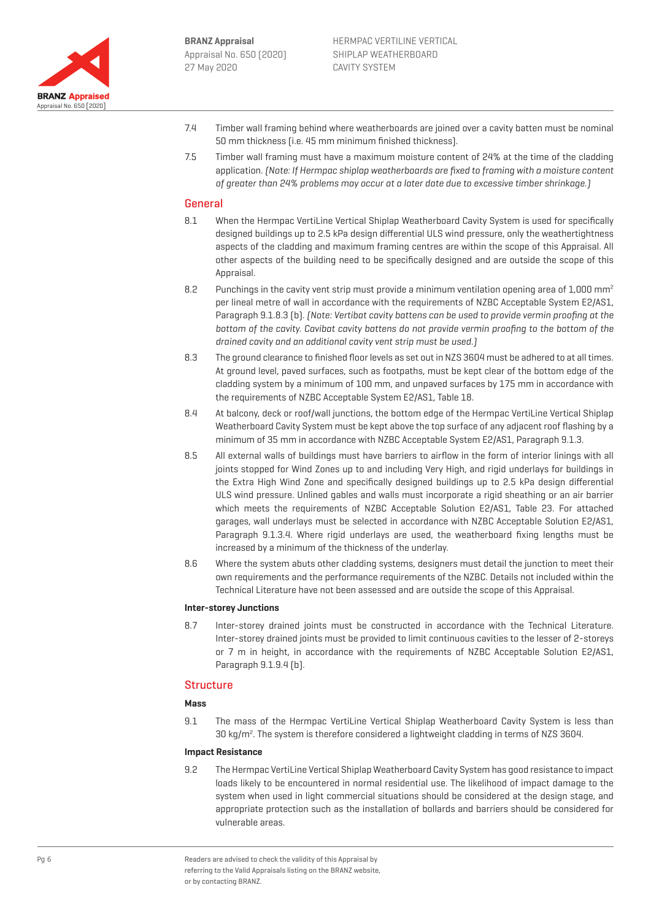7.4 Timber wall framing behind where weatherboards are joined over a cavity batten must be nominal 50 mm thickness (i.e. 45 mm minimum finished thickness).

7.5 Timber wall framing must have a maximum moisture content of 24% at the time of the cladding application. *(Note: If Hermpac shiplap weatherboards are fixed to framing with a moisture content of greater than 24% problems may occur at a later date due to excessive timber shrinkage.)*

## General

8.1 When the Hermpac VertiLine Vertical Shiplap Weatherboard Cavity System is used for specifically designed buildings up to 2.5 kPa design differential ULS wind pressure, only the weathertightness aspects of the cladding and maximum framing centres are within the scope of this Appraisal. All other aspects of the building need to be specifically designed and are outside the scope of this Appraisal.

8.2 Punchings in the cavity vent strip must provide a minimum ventilation opening area of 1,000 mm$^2$ per lineal metre of wall in accordance with the requirements of NZBC Acceptable System E2/AS1, Paragraph 9.1.8.3 (b). *(Note: Vertibat cavity battens can be used to provide vermin proofing at the bottom of the cavity. Cavibat cavity battens do not provide vermin proofing to the bottom of the drained cavity and an additional cavity vent strip must be used.)*

8.3 The ground clearance to finished floor levels as set out in NZS 3604 must be adhered to at all times. At ground level, paved surfaces, such as footpaths, must be kept clear of the bottom edge of the cladding system by a minimum of 100 mm, and unpaved surfaces by 175 mm in accordance with the requirements of NZBC Acceptable System E2/AS1, Table 18.

8.4 At balcony, deck or roof/wall junctions, the bottom edge of the Hermpac VertiLine Vertical Shiplap Weatherboard Cavity System must be kept above the top surface of any adjacent roof flashing by a minimum of 35 mm in accordance with NZBC Acceptable System E2/AS1, Paragraph 9.1.3.

8.5 All external walls of buildings must have barriers to airflow in the form of interior linings with all joints stopped for Wind Zones up to and including Very High, and rigid underlays for buildings in the Extra High Wind Zone and specifically designed buildings up to 2.5 kPa design differential ULS wind pressure. Unlined gables and walls must incorporate a rigid sheathing or an air barrier which meets the requirements of NZBC Acceptable Solution E2/AS1, Table 23. For attached garages, wall underlays must be selected in accordance with NZBC Acceptable Solution E2/AS1, Paragraph 9.1.3.4. Where rigid underlays are used, the weatherboard fixing lengths must be increased by a minimum of the thickness of the underlay.

8.6 Where the system abuts other cladding systems, designers must detail the junction to meet their own requirements and the performance requirements of the NZBC. Details not included within the Technical Literature have not been assessed and are outside the scope of this Appraisal.

### Inter-storey Junctions

8.7 Inter-storey drained joints must be constructed in accordance with the Technical Literature. Inter-storey drained joints must be provided to limit continuous cavities to the lesser of 2-storeys or 7 m in height, in accordance with the requirements of NZBC Acceptable Solution E2/AS1, Paragraph 9.1.9.4 (b).

## Structure

### Mass

9.1 The mass of the Hermpac VertiLine Vertical Shiplap Weatherboard Cavity System is less than 30 kg/m$^2$. The system is therefore considered a lightweight cladding in terms of NZS 3604.

### Impact Resistance

9.2 The Hermpac VertiLine Vertical Shiplap Weatherboard Cavity System has good resistance to impact loads likely to be encountered in normal residential use. The likelihood of impact damage to the system when used in light commercial situations should be considered at the design stage, and appropriate protection such as the installation of bollards and barriers should be considered for vulnerable areas.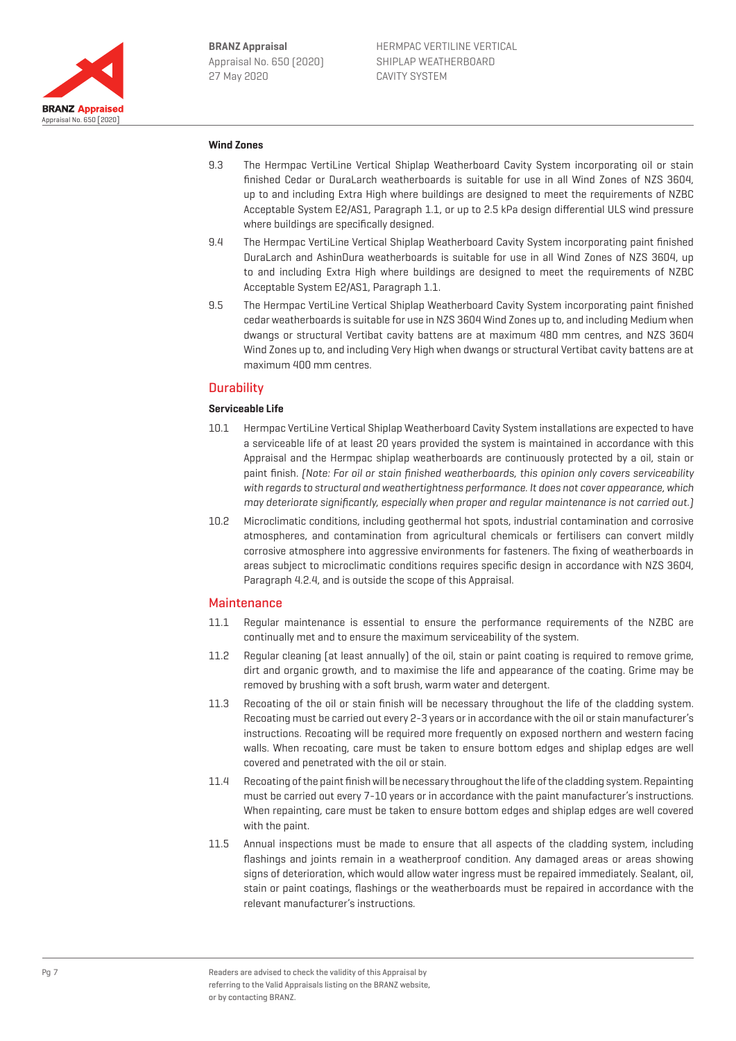### Wind Zones

9.3 The Hermpac VertiLine Vertical Shiplap Weatherboard Cavity System incorporating oil or stain finished Cedar or DuraLarch weatherboards is suitable for use in all Wind Zones of NZS 3604, up to and including Extra High where buildings are designed to meet the requirements of NZBC Acceptable System E2/AS1, Paragraph 1.1, or up to 2.5 kPa design differential ULS wind pressure where buildings are specifically designed.

9.4 The Hermpac VertiLine Vertical Shiplap Weatherboard Cavity System incorporating paint finished DuraLarch and AshinDura weatherboards is suitable for use in all Wind Zones of NZS 3604, up to and including Extra High where buildings are designed to meet the requirements of NZBC Acceptable System E2/AS1, Paragraph 1.1.

9.5 The Hermpac VertiLine Vertical Shiplap Weatherboard Cavity System incorporating paint finished cedar weatherboards is suitable for use in NZS 3604 Wind Zones up to, and including Medium when dwangs or structural Vertibat cavity battens are at maximum 480 mm centres, and NZS 3604 Wind Zones up to, and including Very High when dwangs or structural Vertibat cavity battens are at maximum 400 mm centres.

## Durability

### Serviceable Life

10.1 Hermpac VertiLine Vertical Shiplap Weatherboard Cavity System installations are expected to have a serviceable life of at least 20 years provided the system is maintained in accordance with this Appraisal and the Hermpac shiplap weatherboards are continuously protected by a oil, stain or paint finish. *(Note: For oil or stain finished weatherboards, this opinion only covers serviceability with regards to structural and weathertightness performance. It does not cover appearance, which may deteriorate significantly, especially when proper and regular maintenance is not carried out.)*

10.2 Microclimatic conditions, including geothermal hot spots, industrial contamination and corrosive atmospheres, and contamination from agricultural chemicals or fertilisers can convert mildly corrosive atmosphere into aggressive environments for fasteners. The fixing of weatherboards in areas subject to microclimatic conditions requires specific design in accordance with NZS 3604, Paragraph 4.2.4, and is outside the scope of this Appraisal.

## Maintenance

11.1 Regular maintenance is essential to ensure the performance requirements of the NZBC are continually met and to ensure the maximum serviceability of the system.

11.2 Regular cleaning (at least annually) of the oil, stain or paint coating is required to remove grime, dirt and organic growth, and to maximise the life and appearance of the coating. Grime may be removed by brushing with a soft brush, warm water and detergent.

11.3 Recoating of the oil or stain finish will be necessary throughout the life of the cladding system. Recoating must be carried out every 2-3 years or in accordance with the oil or stain manufacturer's instructions. Recoating will be required more frequently on exposed northern and western facing walls. When recoating, care must be taken to ensure bottom edges and shiplap edges are well covered and penetrated with the oil or stain.

11.4 Recoating of the paint finish will be necessary throughout the life of the cladding system. Repainting must be carried out every 7-10 years or in accordance with the paint manufacturer's instructions. When repainting, care must be taken to ensure bottom edges and shiplap edges are well covered with the paint.

11.5 Annual inspections must be made to ensure that all aspects of the cladding system, including flashings and joints remain in a weatherproof condition. Any damaged areas or areas showing signs of deterioration, which would allow water ingress must be repaired immediately. Sealant, oil, stain or paint coatings, flashings or the weatherboards must be repaired in accordance with the relevant manufacturer's instructions.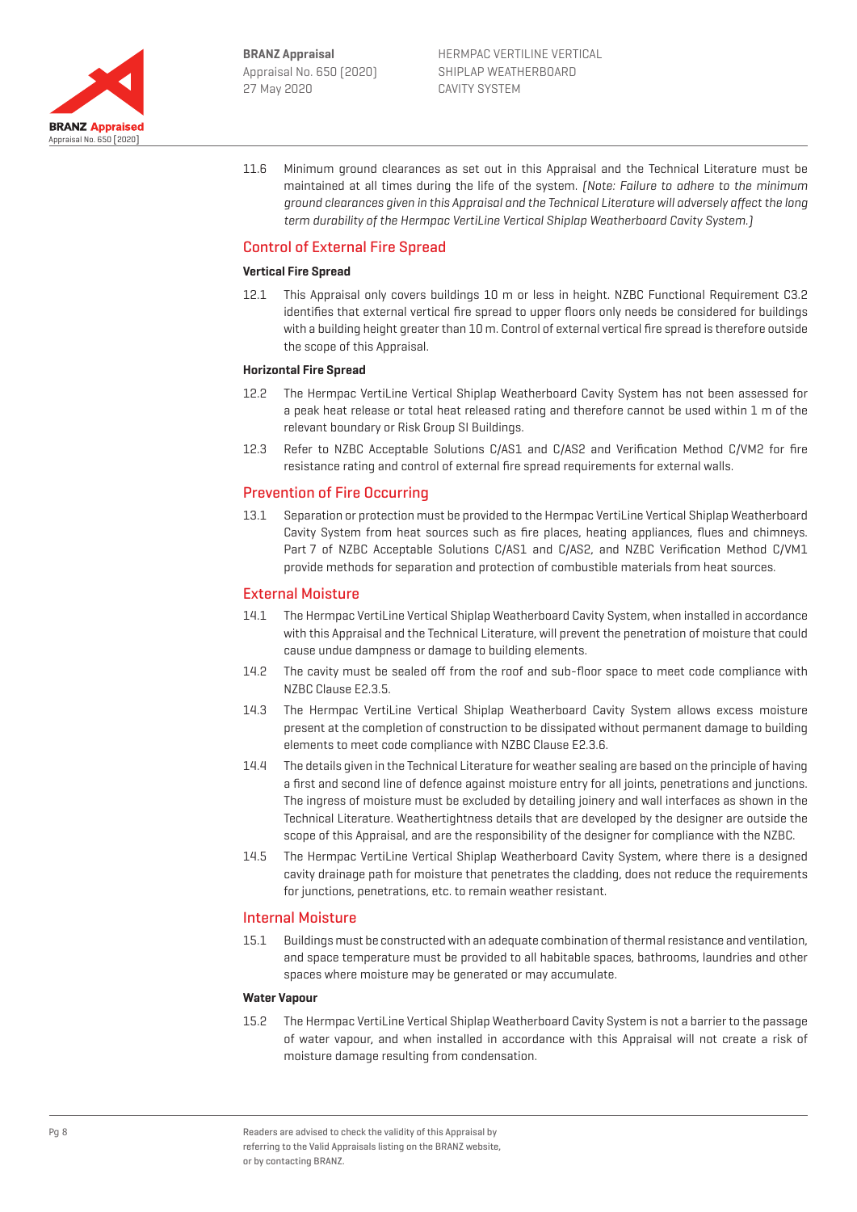11.6 Minimum ground clearances as set out in this Appraisal and the Technical Literature must be maintained at all times during the life of the system. *(Note: Failure to adhere to the minimum ground clearances given in this Appraisal and the Technical Literature will adversely affect the long term durability of the Hermpac VertiLine Vertical Shiplap Weatherboard Cavity System.)*

## Control of External Fire Spread

**Vertical Fire Spread**

12.1 This Appraisal only covers buildings 10 m or less in height. NZBC Functional Requirement C3.2 identifies that external vertical fire spread to upper floors only needs be considered for buildings with a building height greater than 10 m. Control of external vertical fire spread is therefore outside the scope of this Appraisal.

**Horizontal Fire Spread**

12.2 The Hermpac VertiLine Vertical Shiplap Weatherboard Cavity System has not been assessed for a peak heat release or total heat released rating and therefore cannot be used within 1 m of the relevant boundary or Risk Group SI Buildings.

12.3 Refer to NZBC Acceptable Solutions C/AS1 and C/AS2 and Verification Method C/VM2 for fire resistance rating and control of external fire spread requirements for external walls.

## Prevention of Fire Occurring

13.1 Separation or protection must be provided to the Hermpac VertiLine Vertical Shiplap Weatherboard Cavity System from heat sources such as fire places, heating appliances, flues and chimneys. Part 7 of NZBC Acceptable Solutions C/AS1 and C/AS2, and NZBC Verification Method C/VM1 provide methods for separation and protection of combustible materials from heat sources.

## External Moisture

14.1 The Hermpac VertiLine Vertical Shiplap Weatherboard Cavity System, when installed in accordance with this Appraisal and the Technical Literature, will prevent the penetration of moisture that could cause undue dampness or damage to building elements.

14.2 The cavity must be sealed off from the roof and sub-floor space to meet code compliance with NZBC Clause E2.3.5.

14.3 The Hermpac VertiLine Vertical Shiplap Weatherboard Cavity System allows excess moisture present at the completion of construction to be dissipated without permanent damage to building elements to meet code compliance with NZBC Clause E2.3.6.

14.4 The details given in the Technical Literature for weather sealing are based on the principle of having a first and second line of defence against moisture entry for all joints, penetrations and junctions. The ingress of moisture must be excluded by detailing joinery and wall interfaces as shown in the Technical Literature. Weathertightness details that are developed by the designer are outside the scope of this Appraisal, and are the responsibility of the designer for compliance with the NZBC.

14.5 The Hermpac VertiLine Vertical Shiplap Weatherboard Cavity System, where there is a designed cavity drainage path for moisture that penetrates the cladding, does not reduce the requirements for junctions, penetrations, etc. to remain weather resistant.

## Internal Moisture

15.1 Buildings must be constructed with an adequate combination of thermal resistance and ventilation, and space temperature must be provided to all habitable spaces, bathrooms, laundries and other spaces where moisture may be generated or may accumulate.

**Water Vapour**

15.2 The Hermpac VertiLine Vertical Shiplap Weatherboard Cavity System is not a barrier to the passage of water vapour, and when installed in accordance with this Appraisal will not create a risk of moisture damage resulting from condensation.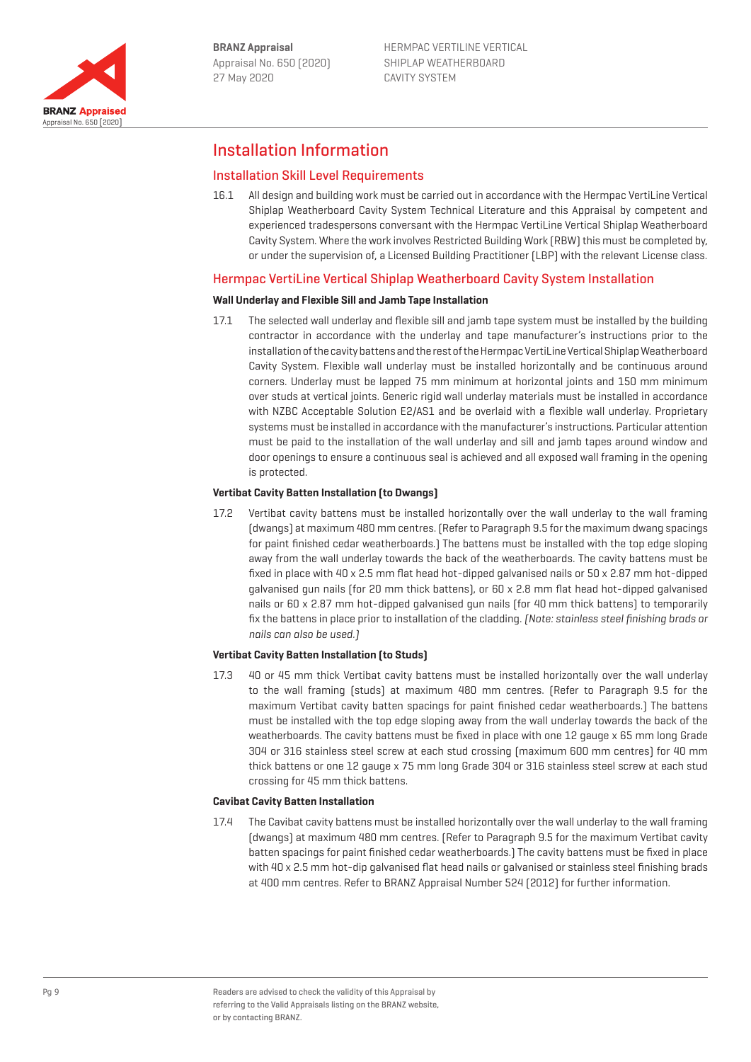# Installation Information

## Installation Skill Level Requirements

16.1 All design and building work must be carried out in accordance with the Hermpac VertiLine Vertical Shiplap Weatherboard Cavity System Technical Literature and this Appraisal by competent and experienced tradespersons conversant with the Hermpac VertiLine Vertical Shiplap Weatherboard Cavity System. Where the work involves Restricted Building Work (RBW) this must be completed by, or under the supervision of, a Licensed Building Practitioner (LBP) with the relevant License class.

## Hermpac VertiLine Vertical Shiplap Weatherboard Cavity System Installation

### Wall Underlay and Flexible Sill and Jamb Tape Installation

17.1 The selected wall underlay and flexible sill and jamb tape system must be installed by the building contractor in accordance with the underlay and tape manufacturer's instructions prior to the installation of the cavity battens and the rest of the Hermpac VertiLine Vertical Shiplap Weatherboard Cavity System. Flexible wall underlay must be installed horizontally and be continuous around corners. Underlay must be lapped 75 mm minimum at horizontal joints and 150 mm minimum over studs at vertical joints. Generic rigid wall underlay materials must be installed in accordance with NZBC Acceptable Solution E2/AS1 and be overlaid with a flexible wall underlay. Proprietary systems must be installed in accordance with the manufacturer's instructions. Particular attention must be paid to the installation of the wall underlay and sill and jamb tapes around window and door openings to ensure a continuous seal is achieved and all exposed wall framing in the opening is protected.

### Vertibat Cavity Batten Installation (to Dwangs)

17.2 Vertibat cavity battens must be installed horizontally over the wall underlay to the wall framing (dwangs) at maximum 480 mm centres. (Refer to Paragraph 9.5 for the maximum dwang spacings for paint finished cedar weatherboards.) The battens must be installed with the top edge sloping away from the wall underlay towards the back of the weatherboards. The cavity battens must be fixed in place with 40 x 2.5 mm flat head hot-dipped galvanised nails or 50 x 2.87 mm hot-dipped galvanised gun nails (for 20 mm thick battens), or 60 x 2.8 mm flat head hot-dipped galvanised nails or 60 x 2.87 mm hot-dipped galvanised gun nails (for 40 mm thick battens) to temporarily fix the battens in place prior to installation of the cladding. *(Note: stainless steel finishing brads or nails can also be used.)*

### Vertibat Cavity Batten Installation (to Studs)

17.3 40 or 45 mm thick Vertibat cavity battens must be installed horizontally over the wall underlay to the wall framing (studs) at maximum 480 mm centres. (Refer to Paragraph 9.5 for the maximum Vertibat cavity batten spacings for paint finished cedar weatherboards.) The battens must be installed with the top edge sloping away from the wall underlay towards the back of the weatherboards. The cavity battens must be fixed in place with one 12 gauge x 65 mm long Grade 304 or 316 stainless steel screw at each stud crossing (maximum 600 mm centres) for 40 mm thick battens or one 12 gauge x 75 mm long Grade 304 or 316 stainless steel screw at each stud crossing for 45 mm thick battens.

### Cavibat Cavity Batten Installation

17.4 The Cavibat cavity battens must be installed horizontally over the wall underlay to the wall framing (dwangs) at maximum 480 mm centres. (Refer to Paragraph 9.5 for the maximum Vertibat cavity batten spacings for paint finished cedar weatherboards.) The cavity battens must be fixed in place with 40 x 2.5 mm hot-dip galvanised flat head nails or galvanised or stainless steel finishing brads at 400 mm centres. Refer to BRANZ Appraisal Number 524 (2012) for further information.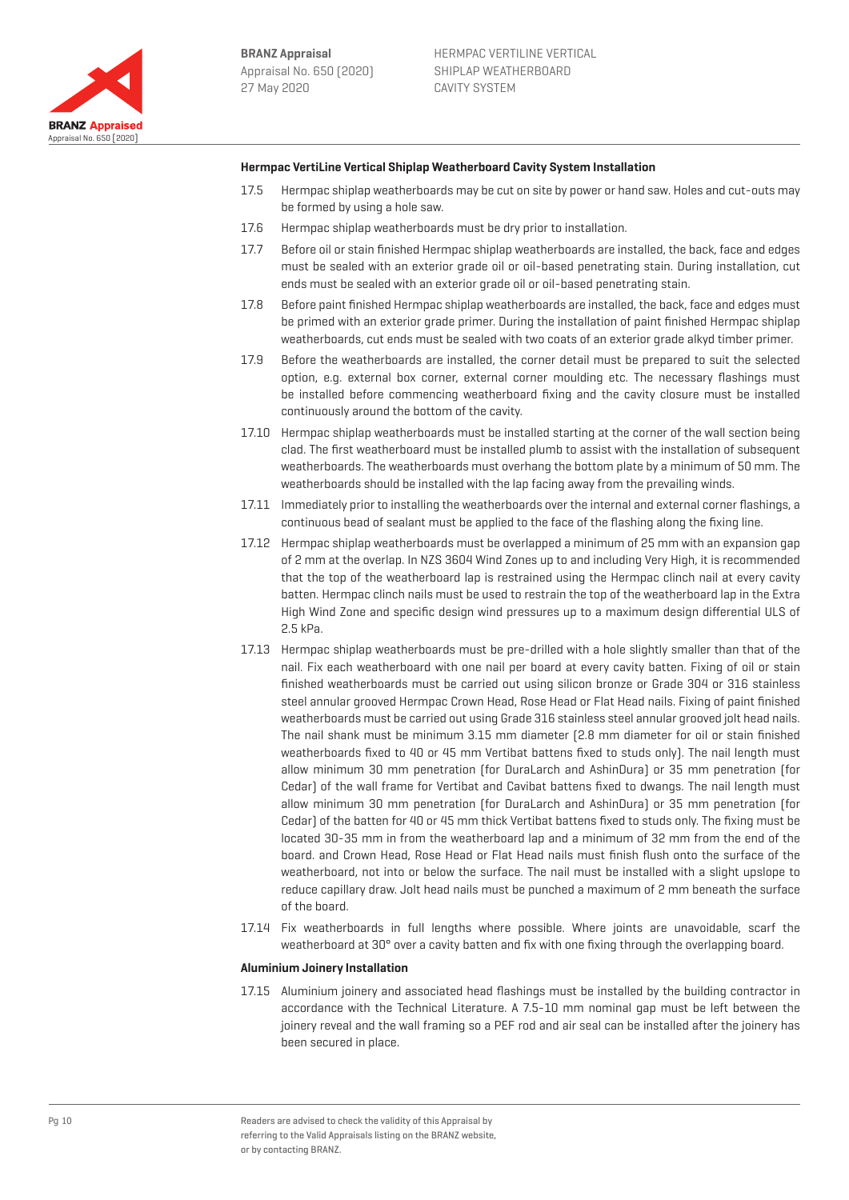**Hermpac VertiLine Vertical Shiplap Weatherboard Cavity System Installation**

17.5 Hermpac shiplap weatherboards may be cut on site by power or hand saw. Holes and cut-outs may be formed by using a hole saw.

17.6 Hermpac shiplap weatherboards must be dry prior to installation.

17.7 Before oil or stain finished Hermpac shiplap weatherboards are installed, the back, face and edges must be sealed with an exterior grade oil or oil-based penetrating stain. During installation, cut ends must be sealed with an exterior grade oil or oil-based penetrating stain.

17.8 Before paint finished Hermpac shiplap weatherboards are installed, the back, face and edges must be primed with an exterior grade primer. During the installation of paint finished Hermpac shiplap weatherboards, cut ends must be sealed with two coats of an exterior grade alkyd timber primer.

17.9 Before the weatherboards are installed, the corner detail must be prepared to suit the selected option, e.g. external box corner, external corner moulding etc. The necessary flashings must be installed before commencing weatherboard fixing and the cavity closure must be installed continuously around the bottom of the cavity.

17.10 Hermpac shiplap weatherboards must be installed starting at the corner of the wall section being clad. The first weatherboard must be installed plumb to assist with the installation of subsequent weatherboards. The weatherboards must overhang the bottom plate by a minimum of 50 mm. The weatherboards should be installed with the lap facing away from the prevailing winds.

17.11 Immediately prior to installing the weatherboards over the internal and external corner flashings, a continuous bead of sealant must be applied to the face of the flashing along the fixing line.

17.12 Hermpac shiplap weatherboards must be overlapped a minimum of 25 mm with an expansion gap of 2 mm at the overlap. In NZS 3604 Wind Zones up to and including Very High, it is recommended that the top of the weatherboard lap is restrained using the Hermpac clinch nail at every cavity batten. Hermpac clinch nails must be used to restrain the top of the weatherboard lap in the Extra High Wind Zone and specific design wind pressures up to a maximum design differential ULS of 2.5 kPa.

17.13 Hermpac shiplap weatherboards must be pre-drilled with a hole slightly smaller than that of the nail. Fix each weatherboard with one nail per board at every cavity batten. Fixing of oil or stain finished weatherboards must be carried out using silicon bronze or Grade 304 or 316 stainless steel annular grooved Hermpac Crown Head, Rose Head or Flat Head nails. Fixing of paint finished weatherboards must be carried out using Grade 316 stainless steel annular grooved jolt head nails. The nail shank must be minimum 3.15 mm diameter (2.8 mm diameter for oil or stain finished weatherboards fixed to 40 or 45 mm Vertibat battens fixed to studs only). The nail length must allow minimum 30 mm penetration (for DuraLarch and AshinDura) or 35 mm penetration (for Cedar) of the wall frame for Vertibat and Cavibat battens fixed to dwangs. The nail length must allow minimum 30 mm penetration (for DuraLarch and AshinDura) or 35 mm penetration (for Cedar) of the batten for 40 or 45 mm thick Vertibat battens fixed to studs only. The fixing must be located 30-35 mm in from the weatherboard lap and a minimum of 32 mm from the end of the board. and Crown Head, Rose Head or Flat Head nails must finish flush onto the surface of the weatherboard, not into or below the surface. The nail must be installed with a slight upslope to reduce capillary draw. Jolt head nails must be punched a maximum of 2 mm beneath the surface of the board.

17.14 Fix weatherboards in full lengths where possible. Where joints are unavoidable, scarf the weatherboard at 30° over a cavity batten and fix with one fixing through the overlapping board.

**Aluminium Joinery Installation**

17.15 Aluminium joinery and associated head flashings must be installed by the building contractor in accordance with the Technical Literature. A 7.5-10 mm nominal gap must be left between the joinery reveal and the wall framing so a PEF rod and air seal can be installed after the joinery has been secured in place.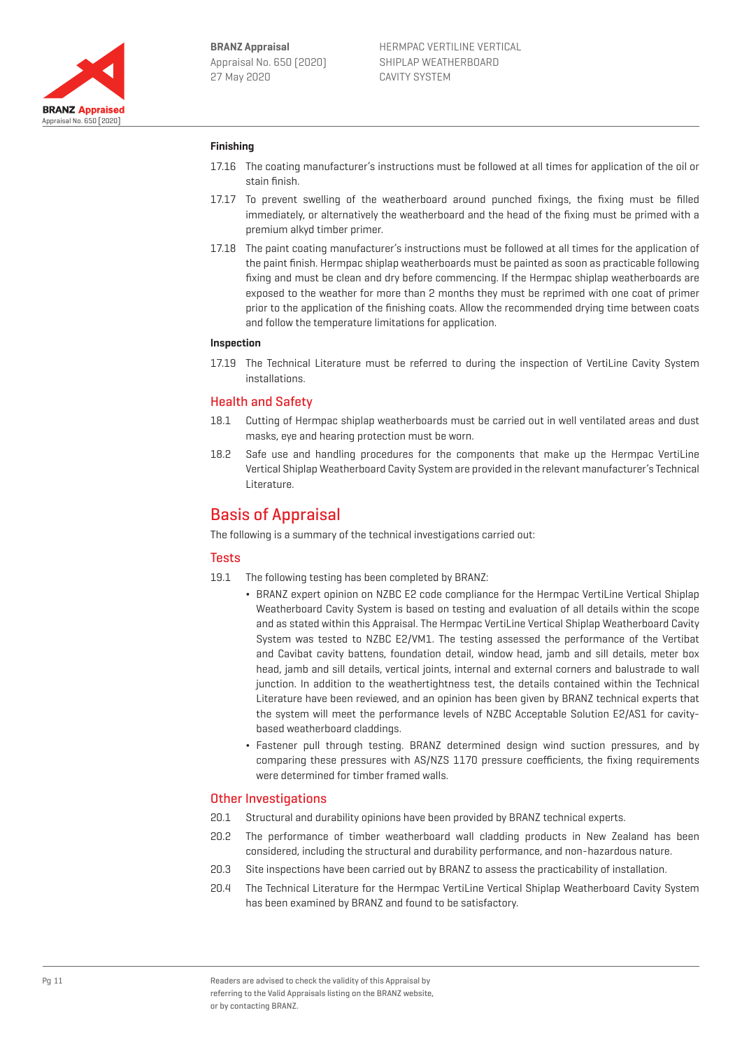#### Finishing

17.16 The coating manufacturer's instructions must be followed at all times for application of the oil or stain finish.

17.17 To prevent swelling of the weatherboard around punched fixings, the fixing must be filled immediately, or alternatively the weatherboard and the head of the fixing must be primed with a premium alkyd timber primer.

17.18 The paint coating manufacturer's instructions must be followed at all times for the application of the paint finish. Hermpac shiplap weatherboards must be painted as soon as practicable following fixing and must be clean and dry before commencing. If the Hermpac shiplap weatherboards are exposed to the weather for more than 2 months they must be reprimed with one coat of primer prior to the application of the finishing coats. Allow the recommended drying time between coats and follow the temperature limitations for application.

#### Inspection

17.19 The Technical Literature must be referred to during the inspection of VertiLine Cavity System installations.

### Health and Safety

18.1 Cutting of Hermpac shiplap weatherboards must be carried out in well ventilated areas and dust masks, eye and hearing protection must be worn.

18.2 Safe use and handling procedures for the components that make up the Hermpac VertiLine Vertical Shiplap Weatherboard Cavity System are provided in the relevant manufacturer's Technical Literature.

## Basis of Appraisal

The following is a summary of the technical investigations carried out:

### Tests

19.1 The following testing has been completed by BRANZ:

- BRANZ expert opinion on NZBC E2 code compliance for the Hermpac VertiLine Vertical Shiplap Weatherboard Cavity System is based on testing and evaluation of all details within the scope and as stated within this Appraisal. The Hermpac VertiLine Vertical Shiplap Weatherboard Cavity System was tested to NZBC E2/VM1. The testing assessed the performance of the Vertibat and Cavibat cavity battens, foundation detail, window head, jamb and sill details, meter box head, jamb and sill details, vertical joints, internal and external corners and balustrade to wall junction. In addition to the weathertightness test, the details contained within the Technical Literature have been reviewed, and an opinion has been given by BRANZ technical experts that the system will meet the performance levels of NZBC Acceptable Solution E2/AS1 for cavity-based weatherboard claddings.
- Fastener pull through testing. BRANZ determined design wind suction pressures, and by comparing these pressures with AS/NZS 1170 pressure coefficients, the fixing requirements were determined for timber framed walls.

### Other Investigations

20.1 Structural and durability opinions have been provided by BRANZ technical experts.

20.2 The performance of timber weatherboard wall cladding products in New Zealand has been considered, including the structural and durability performance, and non-hazardous nature.

20.3 Site inspections have been carried out by BRANZ to assess the practicability of installation.

20.4 The Technical Literature for the Hermpac VertiLine Vertical Shiplap Weatherboard Cavity System has been examined by BRANZ and found to be satisfactory.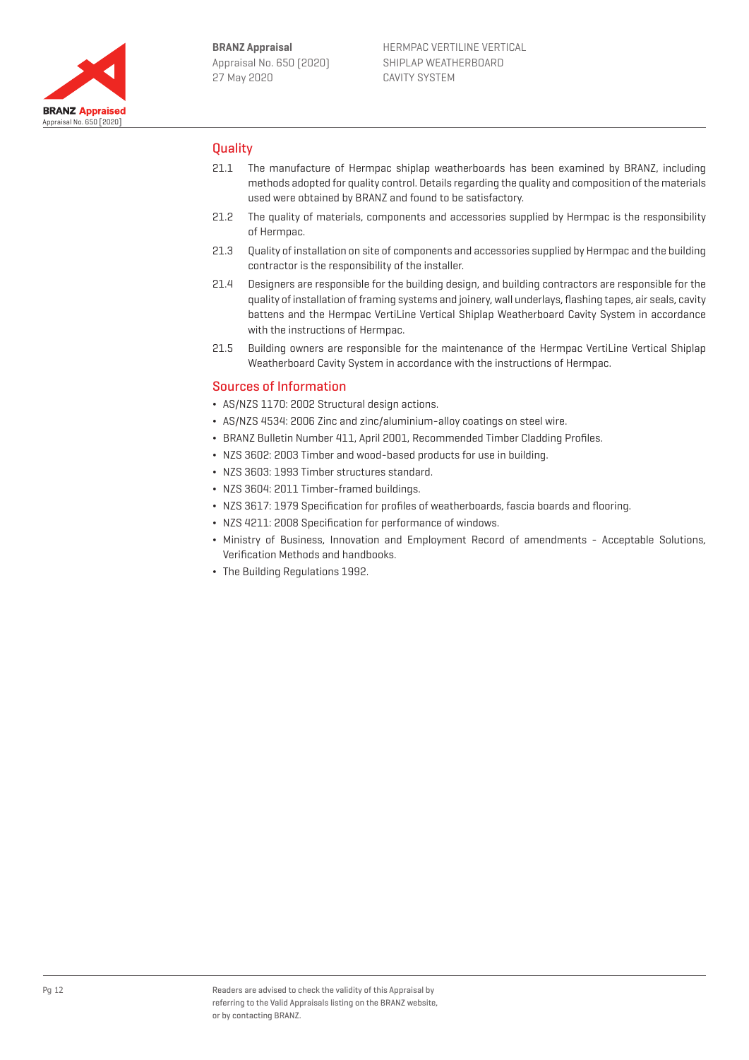## Quality

21.1 The manufacture of Hermpac shiplap weatherboards has been examined by BRANZ, including methods adopted for quality control. Details regarding the quality and composition of the materials used were obtained by BRANZ and found to be satisfactory.

21.2 The quality of materials, components and accessories supplied by Hermpac is the responsibility of Hermpac.

21.3 Quality of installation on site of components and accessories supplied by Hermpac and the building contractor is the responsibility of the installer.

21.4 Designers are responsible for the building design, and building contractors are responsible for the quality of installation of framing systems and joinery, wall underlays, flashing tapes, air seals, cavity battens and the Hermpac VertiLine Vertical Shiplap Weatherboard Cavity System in accordance with the instructions of Hermpac.

21.5 Building owners are responsible for the maintenance of the Hermpac VertiLine Vertical Shiplap Weatherboard Cavity System in accordance with the instructions of Hermpac.

## Sources of Information

- AS/NZS 1170: 2002 Structural design actions.
- AS/NZS 4534: 2006 Zinc and zinc/aluminium-alloy coatings on steel wire.
- BRANZ Bulletin Number 411, April 2001, Recommended Timber Cladding Profiles.
- NZS 3602: 2003 Timber and wood-based products for use in building.
- NZS 3603: 1993 Timber structures standard.
- NZS 3604: 2011 Timber-framed buildings.
- NZS 3617: 1979 Specification for profiles of weatherboards, fascia boards and flooring.
- NZS 4211: 2008 Specification for performance of windows.
- Ministry of Business, Innovation and Employment Record of amendments - Acceptable Solutions, Verification Methods and handbooks.
- The Building Regulations 1992.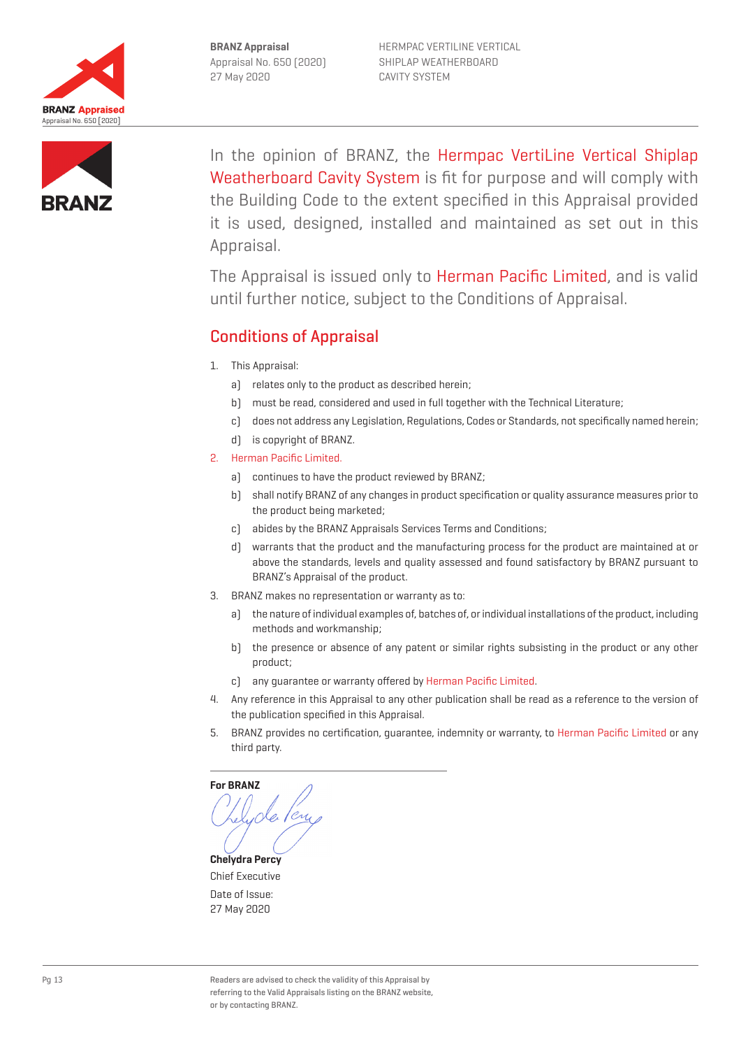In the opinion of BRANZ, the Hermpac VertiLine Vertical Shiplap Weatherboard Cavity System is fit for purpose and will comply with the Building Code to the extent specified in this Appraisal provided it is used, designed, installed and maintained as set out in this Appraisal.

The Appraisal is issued only to Herman Pacific Limited, and is valid until further notice, subject to the Conditions of Appraisal.

## Conditions of Appraisal

1. This Appraisal:
   a) relates only to the product as described herein;
   b) must be read, considered and used in full together with the Technical Literature;
   c) does not address any Legislation, Regulations, Codes or Standards, not specifically named herein;
   d) is copyright of BRANZ.
2. Herman Pacific Limited.
   a) continues to have the product reviewed by BRANZ;
   b) shall notify BRANZ of any changes in product specification or quality assurance measures prior to the product being marketed;
   c) abides by the BRANZ Appraisals Services Terms and Conditions;
   d) warrants that the product and the manufacturing process for the product are maintained at or above the standards, levels and quality assessed and found satisfactory by BRANZ pursuant to BRANZ's Appraisal of the product.
3. BRANZ makes no representation or warranty as to:
   a) the nature of individual examples of, batches of, or individual installations of the product, including methods and workmanship;
   b) the presence or absence of any patent or similar rights subsisting in the product or any other product;
   c) any guarantee or warranty offered by Herman Pacific Limited.
4. Any reference in this Appraisal to any other publication shall be read as a reference to the version of the publication specified in this Appraisal.
5. BRANZ provides no certification, guarantee, indemnity or warranty, to Herman Pacific Limited or any third party.

**For BRANZ**

**Chelydra Percy**
Chief Executive
Date of Issue:
27 May 2020

Readers are advised to check the validity of this Appraisal by referring to the Valid Appraisals listing on the BRANZ website, or by contacting BRANZ.